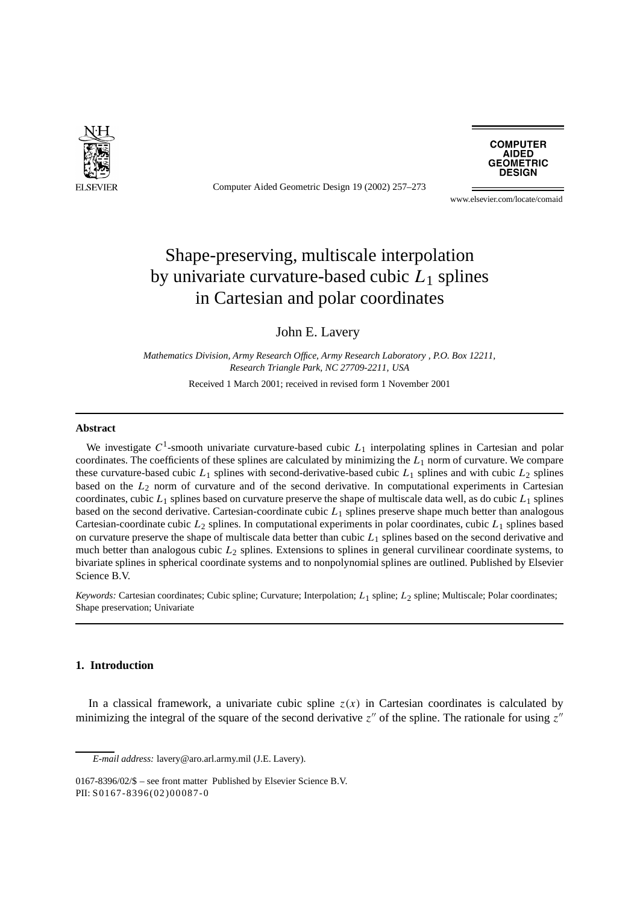# Shape-preserving, multiscale interpolation by univariate curvature-based cubic $L_1$ splines in Cartesian and polar coordinates

John E. Lavery

*Mathematics Division, Army Research Office, Army Research Laboratory , P.O. Box 12211, Research Triangle Park, NC 27709-2211, USA*

Received 1 March 2001; received in revised form 1 November 2001

## Abstract

We investigate $C^1$-smooth univariate curvature-based cubic $L_1$ interpolating splines in Cartesian and polar coordinates. The coefficients of these splines are calculated by minimizing the $L_1$ norm of curvature. We compare these curvature-based cubic $L_1$ splines with second-derivative-based cubic $L_1$ splines and with cubic $L_2$ splines based on the $L_2$ norm of curvature and of the second derivative. In computational experiments in Cartesian coordinates, cubic $L_1$ splines based on curvature preserve the shape of multiscale data well, as do cubic $L_1$ splines based on the second derivative. Cartesian-coordinate cubic $L_1$ splines preserve shape much better than analogous Cartesian-coordinate cubic $L_2$ splines. In computational experiments in polar coordinates, cubic $L_1$ splines based on curvature preserve the shape of multiscale data better than cubic $L_1$ splines based on the second derivative and much better than analogous cubic $L_2$ splines. Extensions to splines in general curvilinear coordinate systems, to bivariate splines in spherical coordinate systems and to nonpolynomial splines are outlined. Published by Elsevier Science B.V.

*Keywords:* Cartesian coordinates; Cubic spline; Curvature; Interpolation; $L_1$ spline; $L_2$ spline; Multiscale; Polar coordinates; Shape preservation; Univariate

## 1. Introduction

In a classical framework, a univariate cubic spline $z(x)$ in Cartesian coordinates is calculated by minimizing the integral of the square of the second derivative $z''$ of the spline. The rationale for using $z''$

*E-mail address:* lavery@aro.arl.army.mil (J.E. Lavery).

0167-8396/02/$ – see front matter Published by Elsevier Science B.V.
PII: S0167-8396(02)00087-0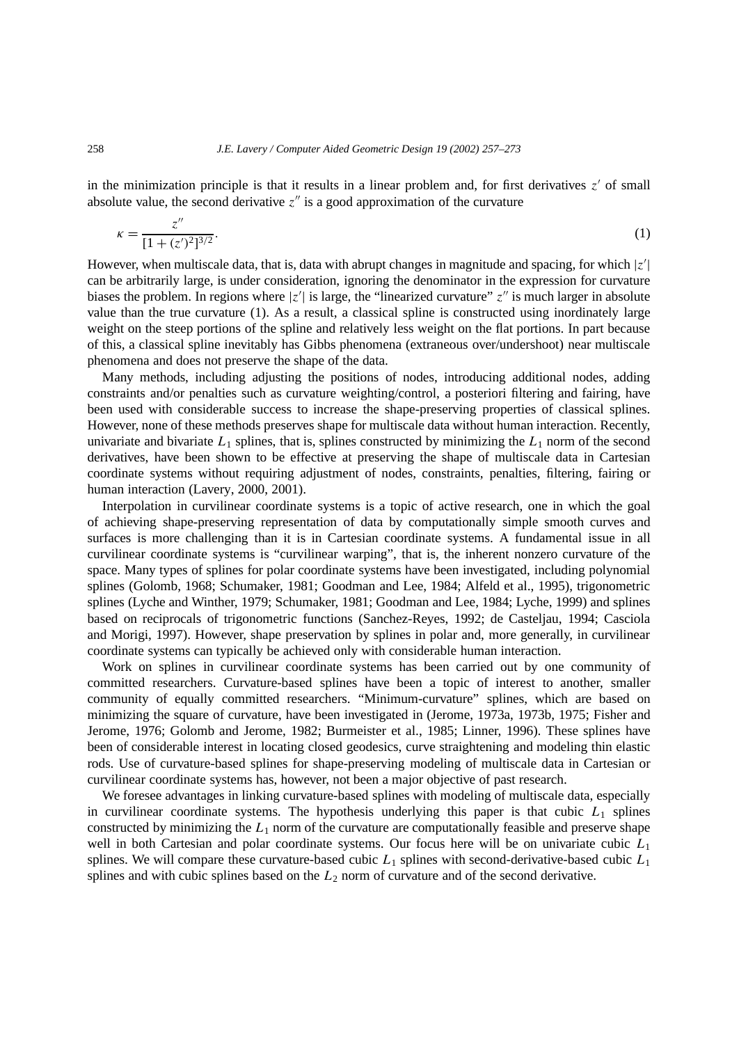in the minimization principle is that it results in a linear problem and, for first derivatives $z'$ of small absolute value, the second derivative $z''$ is a good approximation of the curvature

$$\kappa = \frac{z''}{[1 + (z')^2]^{3/2}}. \tag{1}$$

However, when multiscale data, that is, data with abrupt changes in magnitude and spacing, for which $|z'|$ can be arbitrarily large, is under consideration, ignoring the denominator in the expression for curvature biases the problem. In regions where $|z'|$ is large, the "linearized curvature" $z''$ is much larger in absolute value than the true curvature (1). As a result, a classical spline is constructed using inordinately large weight on the steep portions of the spline and relatively less weight on the flat portions. In part because of this, a classical spline inevitably has Gibbs phenomena (extraneous over/undershoot) near multiscale phenomena and does not preserve the shape of the data.

Many methods, including adjusting the positions of nodes, introducing additional nodes, adding constraints and/or penalties such as curvature weighting/control, a posteriori filtering and fairing, have been used with considerable success to increase the shape-preserving properties of classical splines. However, none of these methods preserves shape for multiscale data without human interaction. Recently, univariate and bivariate $L_1$ splines, that is, splines constructed by minimizing the $L_1$ norm of the second derivatives, have been shown to be effective at preserving the shape of multiscale data in Cartesian coordinate systems without requiring adjustment of nodes, constraints, penalties, filtering, fairing or human interaction (Lavery, 2000, 2001).

Interpolation in curvilinear coordinate systems is a topic of active research, one in which the goal of achieving shape-preserving representation of data by computationally simple smooth curves and surfaces is more challenging than it is in Cartesian coordinate systems. A fundamental issue in all curvilinear coordinate systems is "curvilinear warping", that is, the inherent nonzero curvature of the space. Many types of splines for polar coordinate systems have been investigated, including polynomial splines (Golomb, 1968; Schumaker, 1981; Goodman and Lee, 1984; Alfeld et al., 1995), trigonometric splines (Lyche and Winther, 1979; Schumaker, 1981; Goodman and Lee, 1984; Lyche, 1999) and splines based on reciprocals of trigonometric functions (Sanchez-Reyes, 1992; de Casteljau, 1994; Casciola and Morigi, 1997). However, shape preservation by splines in polar and, more generally, in curvilinear coordinate systems can typically be achieved only with considerable human interaction.

Work on splines in curvilinear coordinate systems has been carried out by one community of committed researchers. Curvature-based splines have been a topic of interest to another, smaller community of equally committed researchers. "Minimum-curvature" splines, which are based on minimizing the square of curvature, have been investigated in (Jerome, 1973a, 1973b, 1975; Fisher and Jerome, 1976; Golomb and Jerome, 1982; Burmeister et al., 1985; Linner, 1996). These splines have been of considerable interest in locating closed geodesics, curve straightening and modeling thin elastic rods. Use of curvature-based splines for shape-preserving modeling of multiscale data in Cartesian or curvilinear coordinate systems has, however, not been a major objective of past research.

We foresee advantages in linking curvature-based splines with modeling of multiscale data, especially in curvilinear coordinate systems. The hypothesis underlying this paper is that cubic $L_1$ splines constructed by minimizing the $L_1$ norm of the curvature are computationally feasible and preserve shape well in both Cartesian and polar coordinate systems. Our focus here will be on univariate cubic $L_1$ splines. We will compare these curvature-based cubic $L_1$ splines with second-derivative-based cubic $L_1$ splines and with cubic splines based on the $L_2$ norm of curvature and of the second derivative.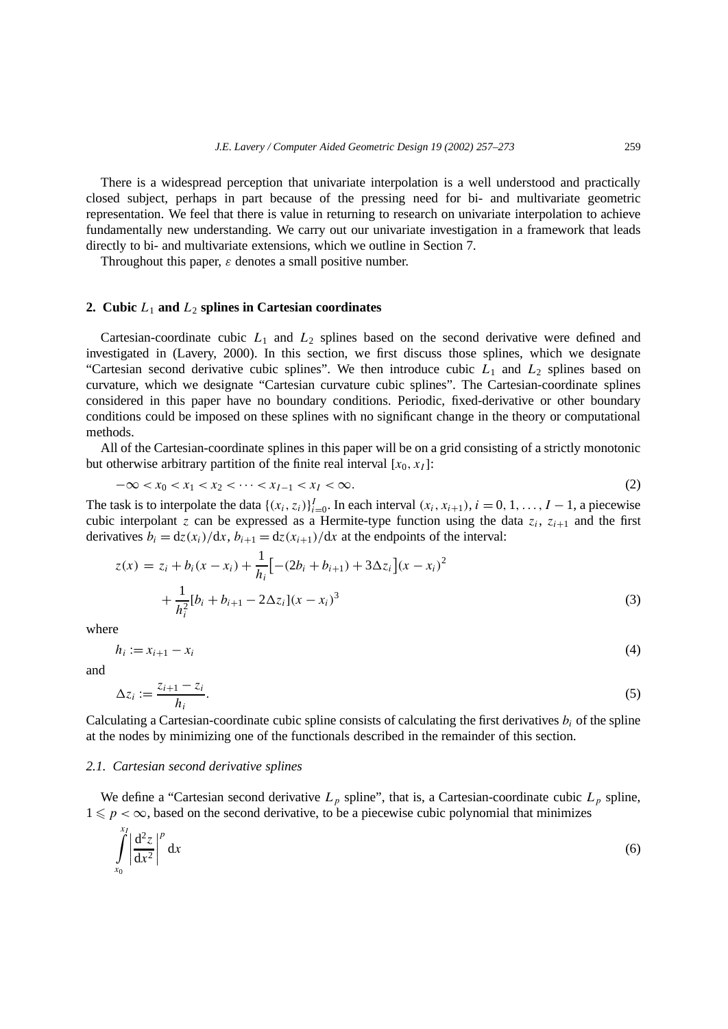There is a widespread perception that univariate interpolation is a well understood and practically closed subject, perhaps in part because of the pressing need for bi- and multivariate geometric representation. We feel that there is value in returning to research on univariate interpolation to achieve fundamentally new understanding. We carry out our univariate investigation in a framework that leads directly to bi- and multivariate extensions, which we outline in Section 7.

Throughout this paper, $\varepsilon$ denotes a small positive number.

## 2. Cubic $L_1$ and $L_2$ splines in Cartesian coordinates

Cartesian-coordinate cubic $L_1$ and $L_2$ splines based on the second derivative were defined and investigated in (Lavery, 2000). In this section, we first discuss those splines, which we designate "Cartesian second derivative cubic splines". We then introduce cubic $L_1$ and $L_2$ splines based on curvature, which we designate "Cartesian curvature cubic splines". The Cartesian-coordinate splines considered in this paper have no boundary conditions. Periodic, fixed-derivative or other boundary conditions could be imposed on these splines with no significant change in the theory or computational methods.

All of the Cartesian-coordinate splines in this paper will be on a grid consisting of a strictly monotonic but otherwise arbitrary partition of the finite real interval $[x_0, x_I]$:

$$-\infty < x_0 < x_1 < x_2 < \cdots < x_{I-1} < x_I < \infty. \tag{2}$$

The task is to interpolate the data $\{(x_i, z_i)\}_{i=0}^{I}$. In each interval $(x_i, x_{i+1})$, $i = 0, 1, \ldots, I-1$, a piecewise cubic interpolant $z$ can be expressed as a Hermite-type function using the data $z_i$, $z_{i+1}$ and the first derivatives $b_i = \mathrm{d}z(x_i)/\mathrm{d}x$, $b_{i+1} = \mathrm{d}z(x_{i+1})/\mathrm{d}x$ at the endpoints of the interval:

$$z(x) = z_i + b_i(x - x_i) + \frac{1}{h_i}\left[-(2b_i + b_{i+1}) + 3\Delta z_i\right](x - x_i)^2 + \frac{1}{h_i^2}[b_i + b_{i+1} - 2\Delta z_i](x - x_i)^3 \tag{3}$$

where

$$h_i := x_{i+1} - x_i \tag{4}$$

and

$$\Delta z_i := \frac{z_{i+1} - z_i}{h_i}. \tag{5}$$

Calculating a Cartesian-coordinate cubic spline consists of calculating the first derivatives $b_i$ of the spline at the nodes by minimizing one of the functionals described in the remainder of this section.

### 2.1. Cartesian second derivative splines

We define a "Cartesian second derivative $L_p$ spline", that is, a Cartesian-coordinate cubic $L_p$ spline, $1 \leqslant p < \infty$, based on the second derivative, to be a piecewise cubic polynomial that minimizes

$$\int_{x_0}^{x_I} \left|\frac{\mathrm{d}^2 z}{\mathrm{d}x^2}\right|^p \mathrm{d}x \tag{6}$$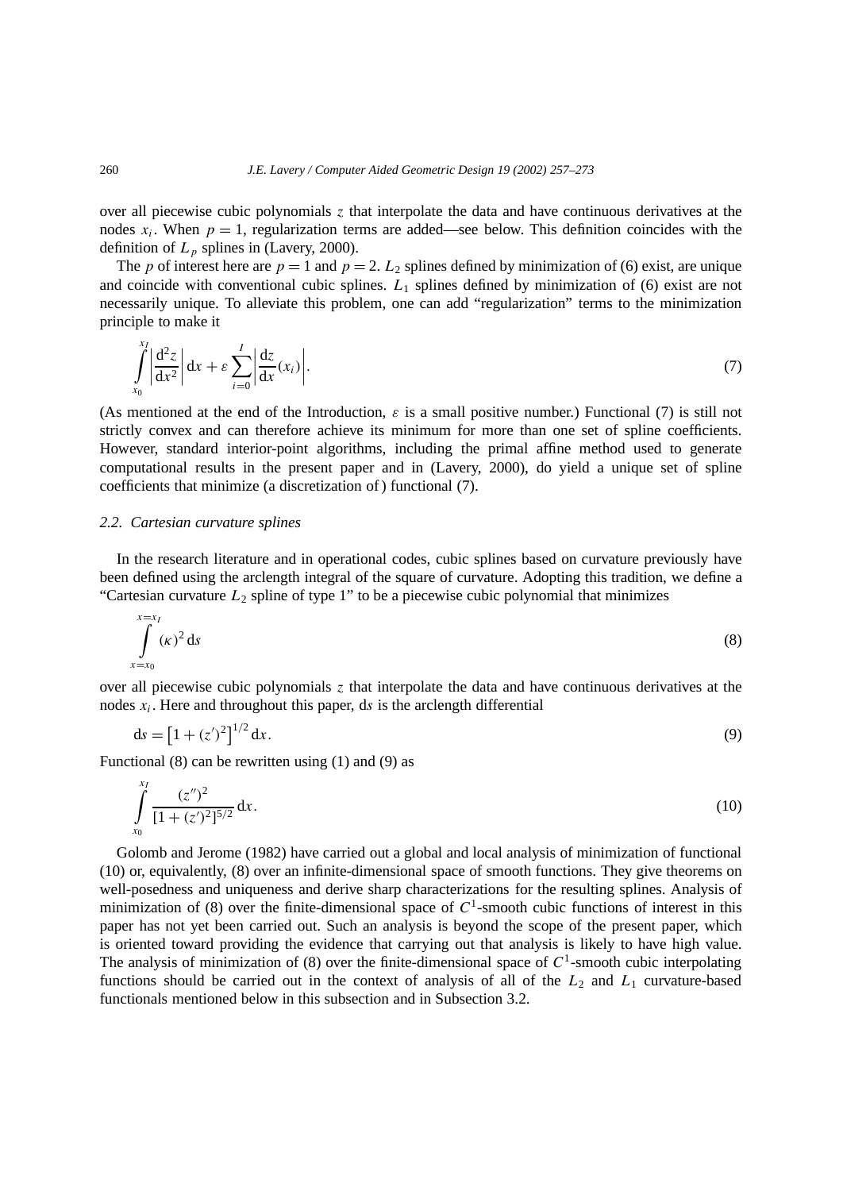over all piecewise cubic polynomials $z$ that interpolate the data and have continuous derivatives at the nodes $x_i$. When $p = 1$, regularization terms are added—see below. This definition coincides with the definition of $L_p$ splines in (Lavery, 2000).

The $p$ of interest here are $p = 1$ and $p = 2$. $L_2$ splines defined by minimization of (6) exist, are unique and coincide with conventional cubic splines. $L_1$ splines defined by minimization of (6) exist are not necessarily unique. To alleviate this problem, one can add "regularization" terms to the minimization principle to make it

$$\int_{x_0}^{x_I} \left| \frac{\mathrm{d}^2 z}{\mathrm{d}x^2} \right| \mathrm{d}x + \varepsilon \sum_{i=0}^{I} \left| \frac{\mathrm{d}z}{\mathrm{d}x}(x_i) \right|. \tag{7}$$

(As mentioned at the end of the Introduction, $\varepsilon$ is a small positive number.) Functional (7) is still not strictly convex and can therefore achieve its minimum for more than one set of spline coefficients. However, standard interior-point algorithms, including the primal affine method used to generate computational results in the present paper and in (Lavery, 2000), do yield a unique set of spline coefficients that minimize (a discretization of) functional (7).

### 2.2. *Cartesian curvature splines*

In the research literature and in operational codes, cubic splines based on curvature previously have been defined using the arclength integral of the square of curvature. Adopting this tradition, we define a "Cartesian curvature $L_2$ spline of type 1" to be a piecewise cubic polynomial that minimizes

$$\int_{x=x_0}^{x=x_I} (\kappa)^2 \, \mathrm{d}s \tag{8}$$

over all piecewise cubic polynomials $z$ that interpolate the data and have continuous derivatives at the nodes $x_i$. Here and throughout this paper, $\mathrm{d}s$ is the arclength differential

$$\mathrm{d}s = \left[1 + (z')^2\right]^{1/2} \mathrm{d}x. \tag{9}$$

Functional (8) can be rewritten using (1) and (9) as

$$\int_{x_0}^{x_I} \frac{(z'')^2}{[1 + (z')^2]^{5/2}} \, \mathrm{d}x. \tag{10}$$

Golomb and Jerome (1982) have carried out a global and local analysis of minimization of functional (10) or, equivalently, (8) over an infinite-dimensional space of smooth functions. They give theorems on well-posedness and uniqueness and derive sharp characterizations for the resulting splines. Analysis of minimization of (8) over the finite-dimensional space of $C^1$-smooth cubic functions of interest in this paper has not yet been carried out. Such an analysis is beyond the scope of the present paper, which is oriented toward providing the evidence that carrying out that analysis is likely to have high value. The analysis of minimization of (8) over the finite-dimensional space of $C^1$-smooth cubic interpolating functions should be carried out in the context of analysis of all of the $L_2$ and $L_1$ curvature-based functionals mentioned below in this subsection and in Subsection 3.2.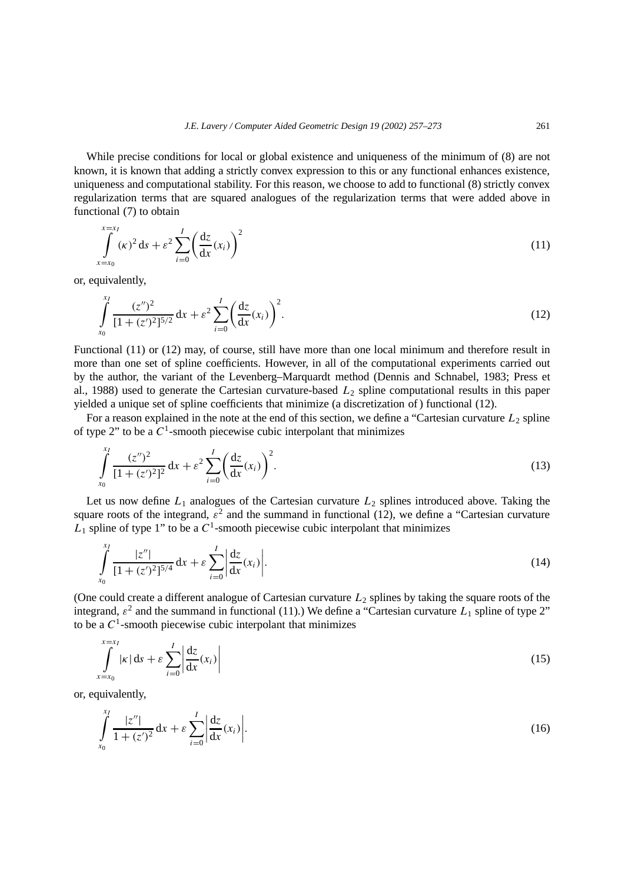While precise conditions for local or global existence and uniqueness of the minimum of (8) are not known, it is known that adding a strictly convex expression to this or any functional enhances existence, uniqueness and computational stability. For this reason, we choose to add to functional (8) strictly convex regularization terms that are squared analogues of the regularization terms that were added above in functional (7) to obtain

$$\int_{x=x_0}^{x=x_I} (\kappa)^2 \, \mathrm{d}s + \varepsilon^2 \sum_{i=0}^{I} \left( \frac{\mathrm{d}z}{\mathrm{d}x}(x_i) \right)^2 \tag{11}$$

or, equivalently,

$$\int_{x_0}^{x_I} \frac{(z'')^2}{[1 + (z')^2]^{5/2}} \, \mathrm{d}x + \varepsilon^2 \sum_{i=0}^{I} \left( \frac{\mathrm{d}z}{\mathrm{d}x}(x_i) \right)^2. \tag{12}$$

Functional (11) or (12) may, of course, still have more than one local minimum and therefore result in more than one set of spline coefficients. However, in all of the computational experiments carried out by the author, the variant of the Levenberg–Marquardt method (Dennis and Schnabel, 1983; Press et al., 1988) used to generate the Cartesian curvature-based $L_2$ spline computational results in this paper yielded a unique set of spline coefficients that minimize (a discretization of) functional (12).

For a reason explained in the note at the end of this section, we define a "Cartesian curvature $L_2$ spline of type 2" to be a $C^1$-smooth piecewise cubic interpolant that minimizes

$$\int_{x_0}^{x_I} \frac{(z'')^2}{[1 + (z')^2]^2} \, \mathrm{d}x + \varepsilon^2 \sum_{i=0}^{I} \left( \frac{\mathrm{d}z}{\mathrm{d}x}(x_i) \right)^2. \tag{13}$$

Let us now define $L_1$ analogues of the Cartesian curvature $L_2$ splines introduced above. Taking the square roots of the integrand, $\varepsilon^2$ and the summand in functional (12), we define a "Cartesian curvature $L_1$ spline of type 1" to be a $C^1$-smooth piecewise cubic interpolant that minimizes

$$\int_{x_0}^{x_I} \frac{|z''|}{[1 + (z')^2]^{5/4}} \, \mathrm{d}x + \varepsilon \sum_{i=0}^{I} \left| \frac{\mathrm{d}z}{\mathrm{d}x}(x_i) \right|. \tag{14}$$

(One could create a different analogue of Cartesian curvature $L_2$ splines by taking the square roots of the integrand, $\varepsilon^2$ and the summand in functional (11).) We define a "Cartesian curvature $L_1$ spline of type 2" to be a $C^1$-smooth piecewise cubic interpolant that minimizes

$$\int_{x=x_0}^{x=x_I} |\kappa| \, \mathrm{d}s + \varepsilon \sum_{i=0}^{I} \left| \frac{\mathrm{d}z}{\mathrm{d}x}(x_i) \right| \tag{15}$$

or, equivalently,

$$\int_{x_0}^{x_I} \frac{|z''|}{1 + (z')^2} \, \mathrm{d}x + \varepsilon \sum_{i=0}^{I} \left| \frac{\mathrm{d}z}{\mathrm{d}x}(x_i) \right|. \tag{16}$$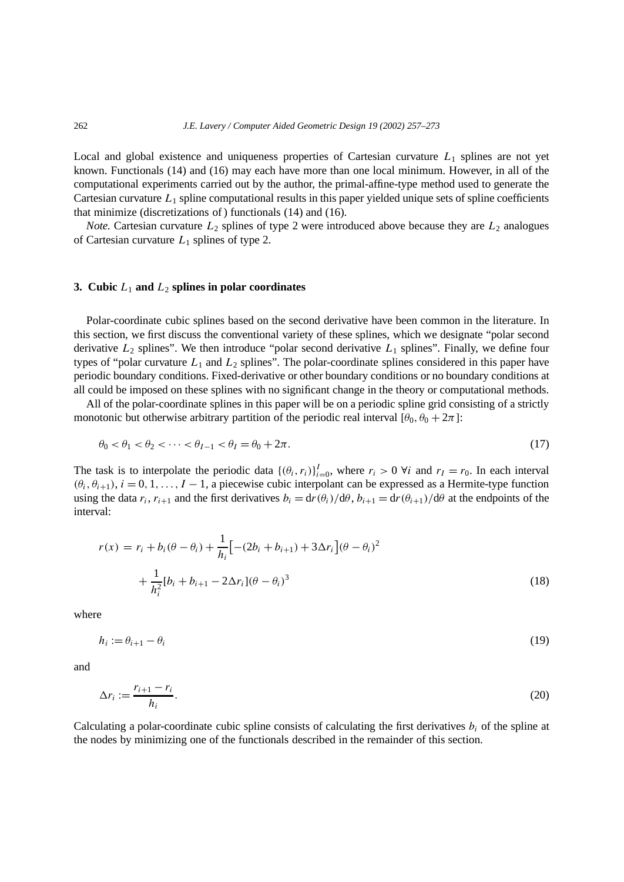Local and global existence and uniqueness properties of Cartesian curvature $L_1$ splines are not yet known. Functionals (14) and (16) may each have more than one local minimum. However, in all of the computational experiments carried out by the author, the primal-affine-type method used to generate the Cartesian curvature $L_1$ spline computational results in this paper yielded unique sets of spline coefficients that minimize (discretizations of) functionals (14) and (16).

*Note.* Cartesian curvature $L_2$ splines of type 2 were introduced above because they are $L_2$ analogues of Cartesian curvature $L_1$ splines of type 2.

## 3. Cubic $L_1$ and $L_2$ splines in polar coordinates

Polar-coordinate cubic splines based on the second derivative have been common in the literature. In this section, we first discuss the conventional variety of these splines, which we designate "polar second derivative $L_2$ splines". We then introduce "polar second derivative $L_1$ splines". Finally, we define four types of "polar curvature $L_1$ and $L_2$ splines". The polar-coordinate splines considered in this paper have periodic boundary conditions. Fixed-derivative or other boundary conditions or no boundary conditions at all could be imposed on these splines with no significant change in the theory or computational methods.

All of the polar-coordinate splines in this paper will be on a periodic spline grid consisting of a strictly monotonic but otherwise arbitrary partition of the periodic real interval $[\theta_0, \theta_0 + 2\pi]$:

$$\theta_0 < \theta_1 < \theta_2 < \cdots < \theta_{I-1} < \theta_I = \theta_0 + 2\pi. \tag{17}$$

The task is to interpolate the periodic data $\{(\theta_i, r_i)\}_{i=0}^{I}$, where $r_i > 0\ \forall i$ and $r_I = r_0$. In each interval $(\theta_i, \theta_{i+1})$, $i = 0, 1, \ldots, I-1$, a piecewise cubic interpolant can be expressed as a Hermite-type function using the data $r_i$, $r_{i+1}$ and the first derivatives $b_i = \mathrm{d}r(\theta_i)/\mathrm{d}\theta$, $b_{i+1} = \mathrm{d}r(\theta_{i+1})/\mathrm{d}\theta$ at the endpoints of the interval:

$$\begin{aligned} r(x) &= r_i + b_i(\theta - \theta_i) + \frac{1}{h_i}\bigl[-(2b_i + b_{i+1}) + 3\Delta r_i\bigr](\theta - \theta_i)^2 \\ &\quad + \frac{1}{h_i^2}[b_i + b_{i+1} - 2\Delta r_i](\theta - \theta_i)^3 \end{aligned} \tag{18}$$

where

$$h_i := \theta_{i+1} - \theta_i \tag{19}$$

and

$$\Delta r_i := \frac{r_{i+1} - r_i}{h_i}. \tag{20}$$

Calculating a polar-coordinate cubic spline consists of calculating the first derivatives $b_i$ of the spline at the nodes by minimizing one of the functionals described in the remainder of this section.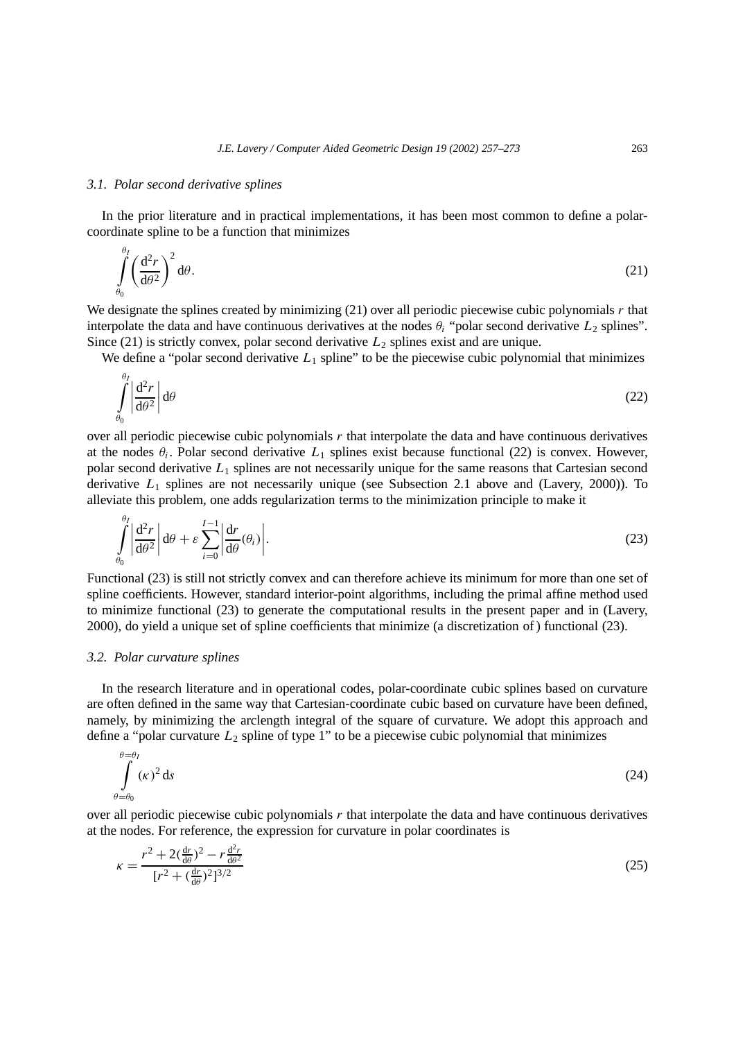### 3.1. Polar second derivative splines

In the prior literature and in practical implementations, it has been most common to define a polar-coordinate spline to be a function that minimizes

$$\int_{\theta_0}^{\theta_I} \left(\frac{\mathrm{d}^2 r}{\mathrm{d}\theta^2}\right)^2 \mathrm{d}\theta. \tag{21}$$

We designate the splines created by minimizing (21) over all periodic piecewise cubic polynomials $r$ that interpolate the data and have continuous derivatives at the nodes $\theta_i$ "polar second derivative $L_2$ splines". Since (21) is strictly convex, polar second derivative $L_2$ splines exist and are unique.

We define a "polar second derivative $L_1$ spline" to be the piecewise cubic polynomial that minimizes

$$\int_{\theta_0}^{\theta_I} \left|\frac{\mathrm{d}^2 r}{\mathrm{d}\theta^2}\right| \mathrm{d}\theta \tag{22}$$

over all periodic piecewise cubic polynomials $r$ that interpolate the data and have continuous derivatives at the nodes $\theta_i$. Polar second derivative $L_1$ splines exist because functional (22) is convex. However, polar second derivative $L_1$ splines are not necessarily unique for the same reasons that Cartesian second derivative $L_1$ splines are not necessarily unique (see Subsection 2.1 above and (Lavery, 2000)). To alleviate this problem, one adds regularization terms to the minimization principle to make it

$$\int_{\theta_0}^{\theta_I} \left|\frac{\mathrm{d}^2 r}{\mathrm{d}\theta^2}\right| \mathrm{d}\theta + \varepsilon \sum_{i=0}^{I-1} \left|\frac{\mathrm{d}r}{\mathrm{d}\theta}(\theta_i)\right|. \tag{23}$$

Functional (23) is still not strictly convex and can therefore achieve its minimum for more than one set of spline coefficients. However, standard interior-point algorithms, including the primal affine method used to minimize functional (23) to generate the computational results in the present paper and in (Lavery, 2000), do yield a unique set of spline coefficients that minimize (a discretization of) functional (23).

### 3.2. Polar curvature splines

In the research literature and in operational codes, polar-coordinate cubic splines based on curvature are often defined in the same way that Cartesian-coordinate cubic based on curvature have been defined, namely, by minimizing the arclength integral of the square of curvature. We adopt this approach and define a "polar curvature $L_2$ spline of type 1" to be a piecewise cubic polynomial that minimizes

$$\int_{\theta=\theta_0}^{\theta=\theta_I} (\kappa)^2 \, \mathrm{d}s \tag{24}$$

over all periodic piecewise cubic polynomials $r$ that interpolate the data and have continuous derivatives at the nodes. For reference, the expression for curvature in polar coordinates is

$$\kappa = \frac{r^2 + 2(\frac{\mathrm{d}r}{\mathrm{d}\theta})^2 - r\frac{\mathrm{d}^2 r}{\mathrm{d}\theta^2}}{[r^2 + (\frac{\mathrm{d}r}{\mathrm{d}\theta})^2]^{3/2}} \tag{25}$$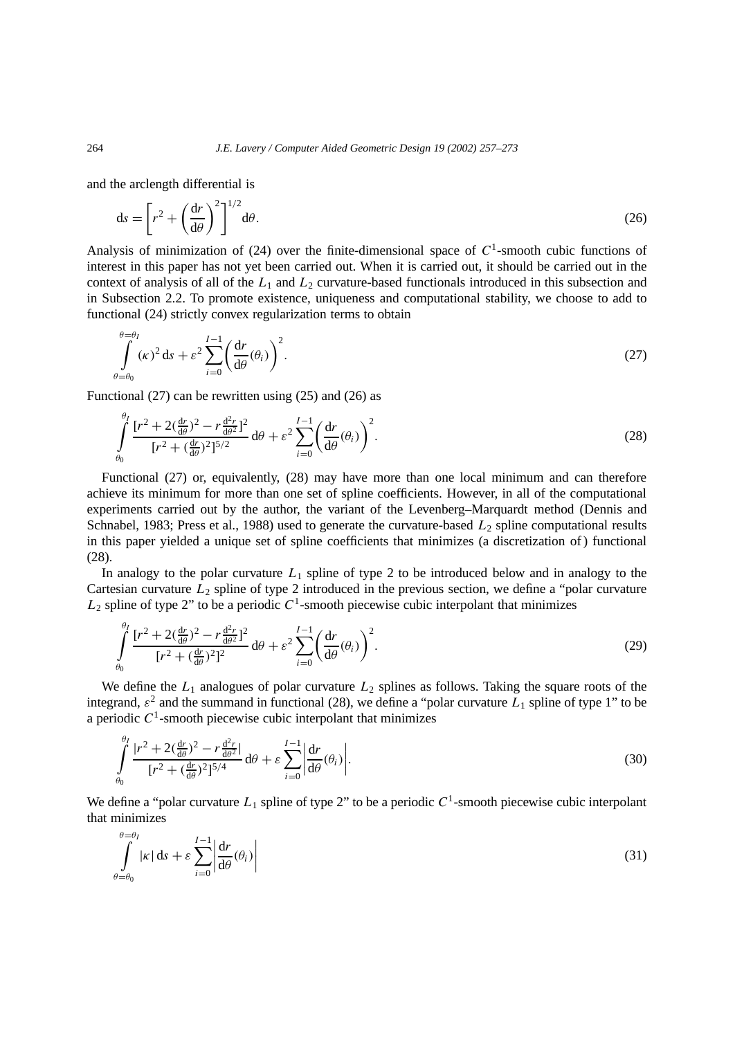and the arclength differential is

$$\mathrm{d}s = \left[ r^2 + \left( \frac{\mathrm{d}r}{\mathrm{d}\theta} \right)^2 \right]^{1/2} \mathrm{d}\theta. \tag{26}$$

Analysis of minimization of (24) over the finite-dimensional space of $C^1$-smooth cubic functions of interest in this paper has not yet been carried out. When it is carried out, it should be carried out in the context of analysis of all of the $L_1$ and $L_2$ curvature-based functionals introduced in this subsection and in Subsection 2.2. To promote existence, uniqueness and computational stability, we choose to add to functional (24) strictly convex regularization terms to obtain

$$\int_{\theta=\theta_0}^{\theta=\theta_I} (\kappa)^2 \,\mathrm{d}s + \varepsilon^2 \sum_{i=0}^{I-1} \left( \frac{\mathrm{d}r}{\mathrm{d}\theta}(\theta_i) \right)^2. \tag{27}$$

Functional (27) can be rewritten using (25) and (26) as

$$\int_{\theta_0}^{\theta_I} \frac{[r^2 + 2(\frac{\mathrm{d}r}{\mathrm{d}\theta})^2 - r\frac{\mathrm{d}^2 r}{\mathrm{d}\theta^2}]^2}{[r^2 + (\frac{\mathrm{d}r}{\mathrm{d}\theta})^2]^{5/2}} \,\mathrm{d}\theta + \varepsilon^2 \sum_{i=0}^{I-1} \left( \frac{\mathrm{d}r}{\mathrm{d}\theta}(\theta_i) \right)^2. \tag{28}$$

Functional (27) or, equivalently, (28) may have more than one local minimum and can therefore achieve its minimum for more than one set of spline coefficients. However, in all of the computational experiments carried out by the author, the variant of the Levenberg–Marquardt method (Dennis and Schnabel, 1983; Press et al., 1988) used to generate the curvature-based $L_2$ spline computational results in this paper yielded a unique set of spline coefficients that minimizes (a discretization of) functional (28).

In analogy to the polar curvature $L_1$ spline of type 2 to be introduced below and in analogy to the Cartesian curvature $L_2$ spline of type 2 introduced in the previous section, we define a "polar curvature $L_2$ spline of type 2" to be a periodic $C^1$-smooth piecewise cubic interpolant that minimizes

$$\int_{\theta_0}^{\theta_I} \frac{[r^2 + 2(\frac{\mathrm{d}r}{\mathrm{d}\theta})^2 - r\frac{\mathrm{d}^2 r}{\mathrm{d}\theta^2}]^2}{[r^2 + (\frac{\mathrm{d}r}{\mathrm{d}\theta})^2]^2} \,\mathrm{d}\theta + \varepsilon^2 \sum_{i=0}^{I-1} \left( \frac{\mathrm{d}r}{\mathrm{d}\theta}(\theta_i) \right)^2. \tag{29}$$

We define the $L_1$ analogues of polar curvature $L_2$ splines as follows. Taking the square roots of the integrand, $\varepsilon^2$ and the summand in functional (28), we define a "polar curvature $L_1$ spline of type 1" to be a periodic $C^1$-smooth piecewise cubic interpolant that minimizes

$$\int_{\theta_0}^{\theta_I} \frac{|r^2 + 2(\frac{\mathrm{d}r}{\mathrm{d}\theta})^2 - r\frac{\mathrm{d}^2 r}{\mathrm{d}\theta^2}|}{[r^2 + (\frac{\mathrm{d}r}{\mathrm{d}\theta})^2]^{5/4}} \,\mathrm{d}\theta + \varepsilon \sum_{i=0}^{I-1} \left| \frac{\mathrm{d}r}{\mathrm{d}\theta}(\theta_i) \right|. \tag{30}$$

We define a "polar curvature $L_1$ spline of type 2" to be a periodic $C^1$-smooth piecewise cubic interpolant that minimizes

$$\int_{\theta=\theta_0}^{\theta=\theta_I} |\kappa| \,\mathrm{d}s + \varepsilon \sum_{i=0}^{I-1} \left| \frac{\mathrm{d}r}{\mathrm{d}\theta}(\theta_i) \right| \tag{31}$$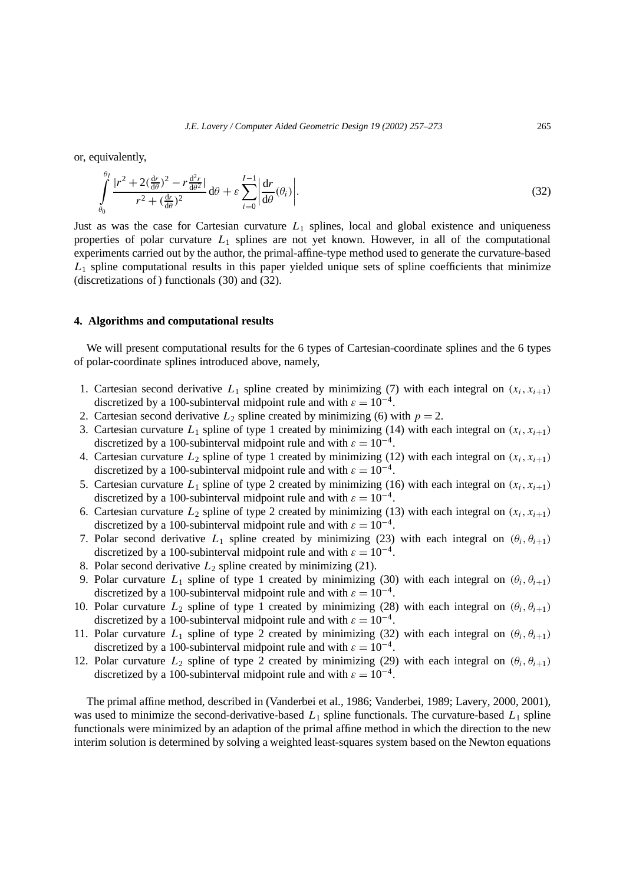or, equivalently,

$$\int_{\theta_0}^{\theta_I} \frac{|r^2 + 2(\frac{\mathrm{d}r}{\mathrm{d}\theta})^2 - r\frac{\mathrm{d}^2 r}{\mathrm{d}\theta^2}|}{r^2 + (\frac{\mathrm{d}r}{\mathrm{d}\theta})^2}\,\mathrm{d}\theta + \varepsilon \sum_{i=0}^{I-1} \left|\frac{\mathrm{d}r}{\mathrm{d}\theta}(\theta_i)\right|. \tag{32}$$

Just as was the case for Cartesian curvature $L_1$ splines, local and global existence and uniqueness properties of polar curvature $L_1$ splines are not yet known. However, in all of the computational experiments carried out by the author, the primal-affine-type method used to generate the curvature-based $L_1$ spline computational results in this paper yielded unique sets of spline coefficients that minimize (discretizations of) functionals (30) and (32).

## 4. Algorithms and computational results

We will present computational results for the 6 types of Cartesian-coordinate splines and the 6 types of polar-coordinate splines introduced above, namely,

1. Cartesian second derivative $L_1$ spline created by minimizing (7) with each integral on $(x_i, x_{i+1})$ discretized by a 100-subinterval midpoint rule and with $\varepsilon = 10^{-4}$.
2. Cartesian second derivative $L_2$ spline created by minimizing (6) with $p = 2$.
3. Cartesian curvature $L_1$ spline of type 1 created by minimizing (14) with each integral on $(x_i, x_{i+1})$ discretized by a 100-subinterval midpoint rule and with $\varepsilon = 10^{-4}$.
4. Cartesian curvature $L_2$ spline of type 1 created by minimizing (12) with each integral on $(x_i, x_{i+1})$ discretized by a 100-subinterval midpoint rule and with $\varepsilon = 10^{-4}$.
5. Cartesian curvature $L_1$ spline of type 2 created by minimizing (16) with each integral on $(x_i, x_{i+1})$ discretized by a 100-subinterval midpoint rule and with $\varepsilon = 10^{-4}$.
6. Cartesian curvature $L_2$ spline of type 2 created by minimizing (13) with each integral on $(x_i, x_{i+1})$ discretized by a 100-subinterval midpoint rule and with $\varepsilon = 10^{-4}$.
7. Polar second derivative $L_1$ spline created by minimizing (23) with each integral on $(\theta_i, \theta_{i+1})$ discretized by a 100-subinterval midpoint rule and with $\varepsilon = 10^{-4}$.
8. Polar second derivative $L_2$ spline created by minimizing (21).
9. Polar curvature $L_1$ spline of type 1 created by minimizing (30) with each integral on $(\theta_i, \theta_{i+1})$ discretized by a 100-subinterval midpoint rule and with $\varepsilon = 10^{-4}$.
10. Polar curvature $L_2$ spline of type 1 created by minimizing (28) with each integral on $(\theta_i, \theta_{i+1})$ discretized by a 100-subinterval midpoint rule and with $\varepsilon = 10^{-4}$.
11. Polar curvature $L_1$ spline of type 2 created by minimizing (32) with each integral on $(\theta_i, \theta_{i+1})$ discretized by a 100-subinterval midpoint rule and with $\varepsilon = 10^{-4}$.
12. Polar curvature $L_2$ spline of type 2 created by minimizing (29) with each integral on $(\theta_i, \theta_{i+1})$ discretized by a 100-subinterval midpoint rule and with $\varepsilon = 10^{-4}$.

The primal affine method, described in (Vanderbei et al., 1986; Vanderbei, 1989; Lavery, 2000, 2001), was used to minimize the second-derivative-based $L_1$ spline functionals. The curvature-based $L_1$ spline functionals were minimized by an adaption of the primal affine method in which the direction to the new interim solution is determined by solving a weighted least-squares system based on the Newton equations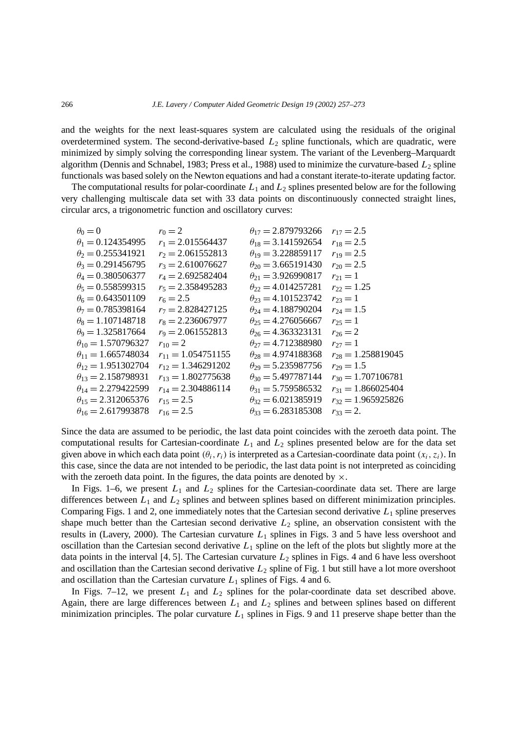and the weights for the next least-squares system are calculated using the residuals of the original overdetermined system. The second-derivative-based $L_2$ spline functionals, which are quadratic, were minimized by simply solving the corresponding linear system. The variant of the Levenberg–Marquardt algorithm (Dennis and Schnabel, 1983; Press et al., 1988) used to minimize the curvature-based $L_2$ spline functionals was based solely on the Newton equations and had a constant iterate-to-iterate updating factor.

The computational results for polar-coordinate $L_1$ and $L_2$ splines presented below are for the following very challenging multiscale data set with 33 data points on discontinuously connected straight lines, circular arcs, a trigonometric function and oscillatory curves:

| | | | |
|---|---|---|---|
| $\theta_0 = 0$ | $r_0 = 2$ | $\theta_{17} = 2.879793266$ | $r_{17} = 2.5$ |
| $\theta_1 = 0.124354995$ | $r_1 = 2.015564437$ | $\theta_{18} = 3.141592654$ | $r_{18} = 2.5$ |
| $\theta_2 = 0.255341921$ | $r_2 = 2.061552813$ | $\theta_{19} = 3.228859117$ | $r_{19} = 2.5$ |
| $\theta_3 = 0.291456795$ | $r_3 = 2.610076627$ | $\theta_{20} = 3.665191430$ | $r_{20} = 2.5$ |
| $\theta_4 = 0.380506377$ | $r_4 = 2.692582404$ | $\theta_{21} = 3.926990817$ | $r_{21} = 1$ |
| $\theta_5 = 0.558599315$ | $r_5 = 2.358495283$ | $\theta_{22} = 4.014257281$ | $r_{22} = 1.25$ |
| $\theta_6 = 0.643501109$ | $r_6 = 2.5$ | $\theta_{23} = 4.101523742$ | $r_{23} = 1$ |
| $\theta_7 = 0.785398164$ | $r_7 = 2.828427125$ | $\theta_{24} = 4.188790204$ | $r_{24} = 1.5$ |
| $\theta_8 = 1.107148718$ | $r_8 = 2.236067977$ | $\theta_{25} = 4.276056667$ | $r_{25} = 1$ |
| $\theta_9 = 1.325817664$ | $r_9 = 2.061552813$ | $\theta_{26} = 4.363323131$ | $r_{26} = 2$ |
| $\theta_{10} = 1.570796327$ | $r_{10} = 2$ | $\theta_{27} = 4.712388980$ | $r_{27} = 1$ |
| $\theta_{11} = 1.665748034$ | $r_{11} = 1.054751155$ | $\theta_{28} = 4.974188368$ | $r_{28} = 1.258819045$ |
| $\theta_{12} = 1.951302704$ | $r_{12} = 1.346291202$ | $\theta_{29} = 5.235987756$ | $r_{29} = 1.5$ |
| $\theta_{13} = 2.158798931$ | $r_{13} = 1.802775638$ | $\theta_{30} = 5.497787144$ | $r_{30} = 1.707106781$ |
| $\theta_{14} = 2.279422599$ | $r_{14} = 2.304886114$ | $\theta_{31} = 5.759586532$ | $r_{31} = 1.866025404$ |
| $\theta_{15} = 2.312065376$ | $r_{15} = 2.5$ | $\theta_{32} = 6.021385919$ | $r_{32} = 1.965925826$ |
| $\theta_{16} = 2.617993878$ | $r_{16} = 2.5$ | $\theta_{33} = 6.283185308$ | $r_{33} = 2.$ |

Since the data are assumed to be periodic, the last data point coincides with the zeroeth data point. The computational results for Cartesian-coordinate $L_1$ and $L_2$ splines presented below are for the data set given above in which each data point $(\theta_i, r_i)$ is interpreted as a Cartesian-coordinate data point $(x_i, z_i)$. In this case, since the data are not intended to be periodic, the last data point is not interpreted as coinciding with the zeroeth data point. In the figures, the data points are denoted by $\times$.

In Figs. 1–6, we present $L_1$ and $L_2$ splines for the Cartesian-coordinate data set. There are large differences between $L_1$ and $L_2$ splines and between splines based on different minimization principles. Comparing Figs. 1 and 2, one immediately notes that the Cartesian second derivative $L_1$ spline preserves shape much better than the Cartesian second derivative $L_2$ spline, an observation consistent with the results in (Lavery, 2000). The Cartesian curvature $L_1$ splines in Figs. 3 and 5 have less overshoot and oscillation than the Cartesian second derivative $L_1$ spline on the left of the plots but slightly more at the data points in the interval $[4, 5]$. The Cartesian curvature $L_2$ splines in Figs. 4 and 6 have less overshoot and oscillation than the Cartesian second derivative $L_2$ spline of Fig. 1 but still have a lot more overshoot and oscillation than the Cartesian curvature $L_1$ splines of Figs. 4 and 6.

In Figs. 7–12, we present $L_1$ and $L_2$ splines for the polar-coordinate data set described above. Again, there are large differences between $L_1$ and $L_2$ splines and between splines based on different minimization principles. The polar curvature $L_1$ splines in Figs. 9 and 11 preserve shape better than the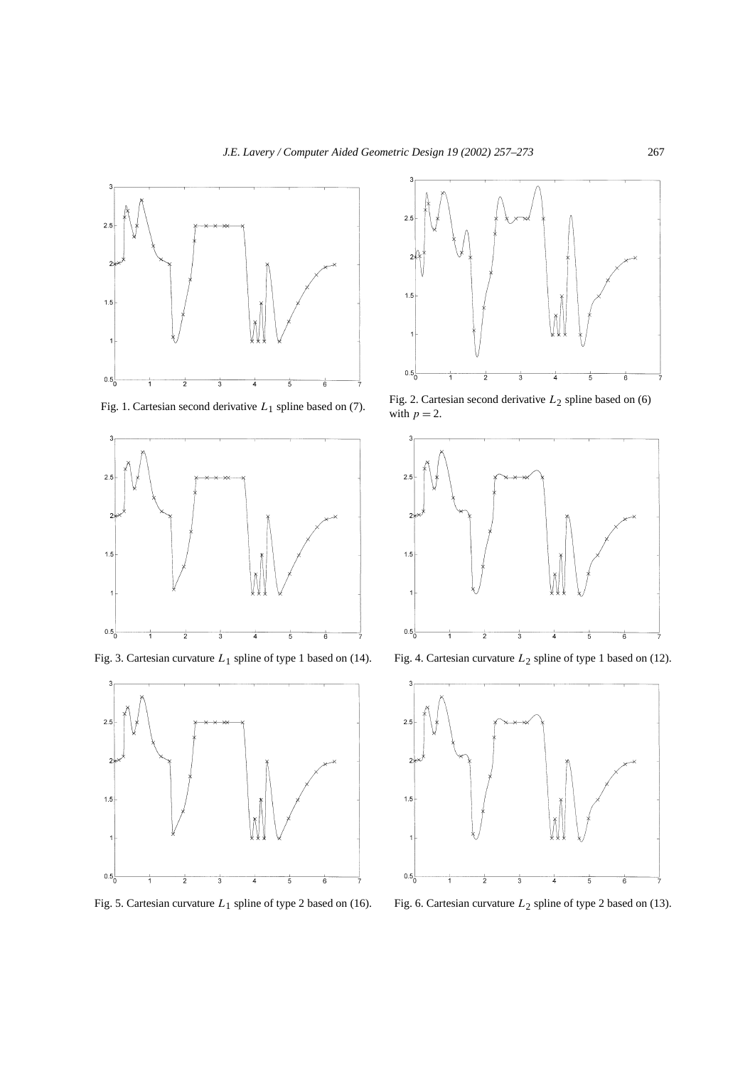Fig. 1. Cartesian second derivative $L_1$ spline based on (7).

Fig. 2. Cartesian second derivative $L_2$ spline based on (6) with $p = 2$.

Fig. 3. Cartesian curvature $L_1$ spline of type 1 based on (14).

Fig. 4. Cartesian curvature $L_2$ spline of type 1 based on (12).

Fig. 5. Cartesian curvature $L_1$ spline of type 2 based on (16).

Fig. 6. Cartesian curvature $L_2$ spline of type 2 based on (13).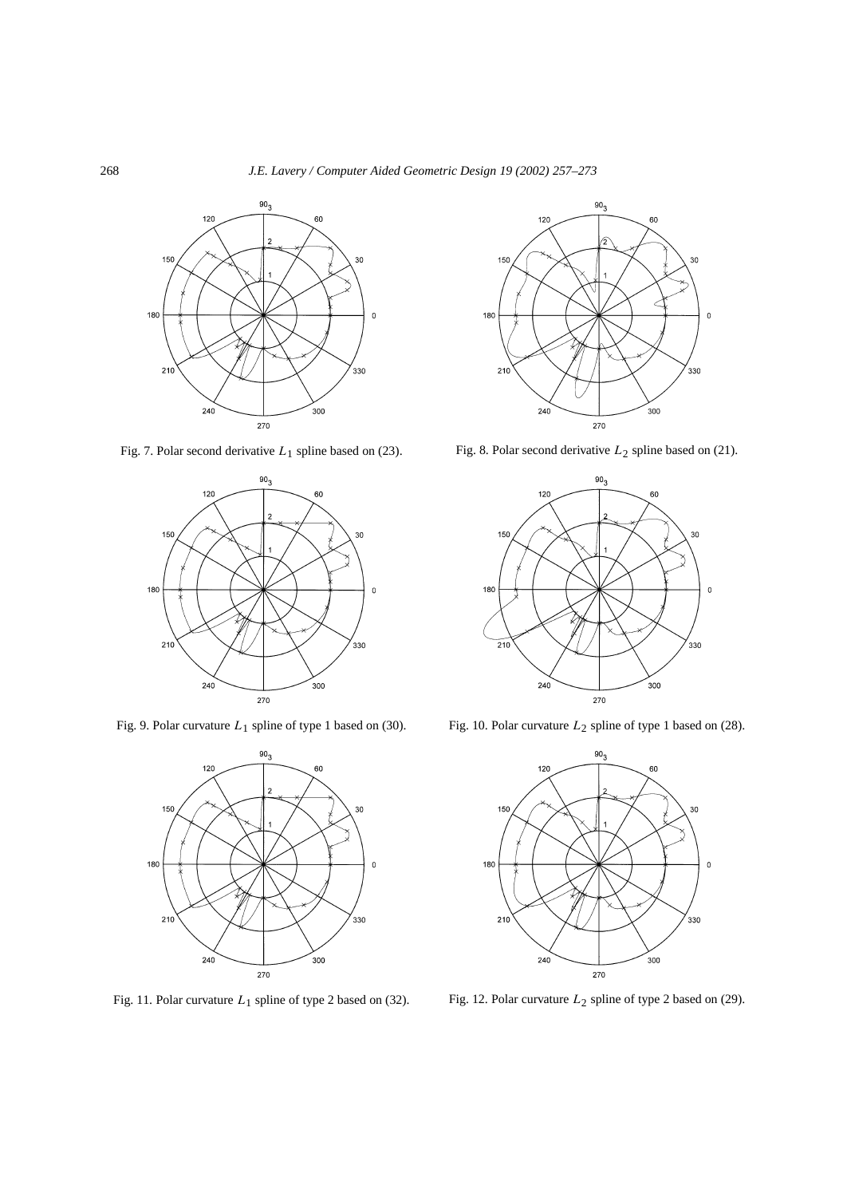Fig. 7. Polar second derivative $L_1$ spline based on (23).

Fig. 8. Polar second derivative $L_2$ spline based on (21).

Fig. 9. Polar curvature $L_1$ spline of type 1 based on (30).

Fig. 10. Polar curvature $L_2$ spline of type 1 based on (28).

Fig. 11. Polar curvature $L_1$ spline of type 2 based on (32).

Fig. 12. Polar curvature $L_2$ spline of type 2 based on (29).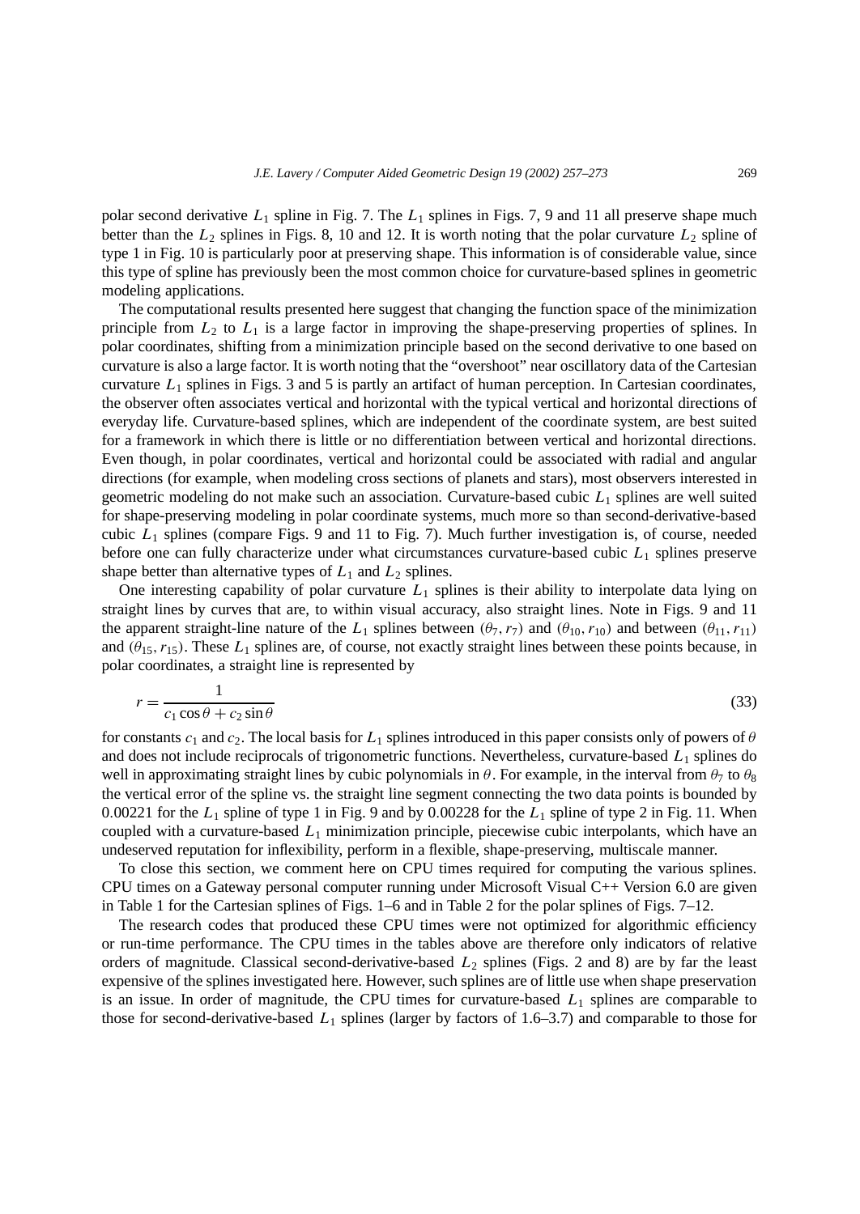polar second derivative $L_1$ spline in Fig. 7. The $L_1$ splines in Figs. 7, 9 and 11 all preserve shape much better than the $L_2$ splines in Figs. 8, 10 and 12. It is worth noting that the polar curvature $L_2$ spline of type 1 in Fig. 10 is particularly poor at preserving shape. This information is of considerable value, since this type of spline has previously been the most common choice for curvature-based splines in geometric modeling applications.

The computational results presented here suggest that changing the function space of the minimization principle from $L_2$ to $L_1$ is a large factor in improving the shape-preserving properties of splines. In polar coordinates, shifting from a minimization principle based on the second derivative to one based on curvature is also a large factor. It is worth noting that the "overshoot" near oscillatory data of the Cartesian curvature $L_1$ splines in Figs. 3 and 5 is partly an artifact of human perception. In Cartesian coordinates, the observer often associates vertical and horizontal with the typical vertical and horizontal directions of everyday life. Curvature-based splines, which are independent of the coordinate system, are best suited for a framework in which there is little or no differentiation between vertical and horizontal directions. Even though, in polar coordinates, vertical and horizontal could be associated with radial and angular directions (for example, when modeling cross sections of planets and stars), most observers interested in geometric modeling do not make such an association. Curvature-based cubic $L_1$ splines are well suited for shape-preserving modeling in polar coordinate systems, much more so than second-derivative-based cubic $L_1$ splines (compare Figs. 9 and 11 to Fig. 7). Much further investigation is, of course, needed before one can fully characterize under what circumstances curvature-based cubic $L_1$ splines preserve shape better than alternative types of $L_1$ and $L_2$ splines.

One interesting capability of polar curvature $L_1$ splines is their ability to interpolate data lying on straight lines by curves that are, to within visual accuracy, also straight lines. Note in Figs. 9 and 11 the apparent straight-line nature of the $L_1$ splines between $(\theta_7, r_7)$ and $(\theta_{10}, r_{10})$ and between $(\theta_{11}, r_{11})$ and $(\theta_{15}, r_{15})$. These $L_1$ splines are, of course, not exactly straight lines between these points because, in polar coordinates, a straight line is represented by

$$r = \frac{1}{c_1 \cos\theta + c_2 \sin\theta} \tag{33}$$

for constants $c_1$ and $c_2$. The local basis for $L_1$ splines introduced in this paper consists only of powers of $\theta$ and does not include reciprocals of trigonometric functions. Nevertheless, curvature-based $L_1$ splines do well in approximating straight lines by cubic polynomials in $\theta$. For example, in the interval from $\theta_7$ to $\theta_8$ the vertical error of the spline vs. the straight line segment connecting the two data points is bounded by 0.00221 for the $L_1$ spline of type 1 in Fig. 9 and by 0.00228 for the $L_1$ spline of type 2 in Fig. 11. When coupled with a curvature-based $L_1$ minimization principle, piecewise cubic interpolants, which have an undeserved reputation for inflexibility, perform in a flexible, shape-preserving, multiscale manner.

To close this section, we comment here on CPU times required for computing the various splines. CPU times on a Gateway personal computer running under Microsoft Visual C++ Version 6.0 are given in Table 1 for the Cartesian splines of Figs. 1–6 and in Table 2 for the polar splines of Figs. 7–12.

The research codes that produced these CPU times were not optimized for algorithmic efficiency or run-time performance. The CPU times in the tables above are therefore only indicators of relative orders of magnitude. Classical second-derivative-based $L_2$ splines (Figs. 2 and 8) are by far the least expensive of the splines investigated here. However, such splines are of little use when shape preservation is an issue. In order of magnitude, the CPU times for curvature-based $L_1$ splines are comparable to those for second-derivative-based $L_1$ splines (larger by factors of 1.6–3.7) and comparable to those for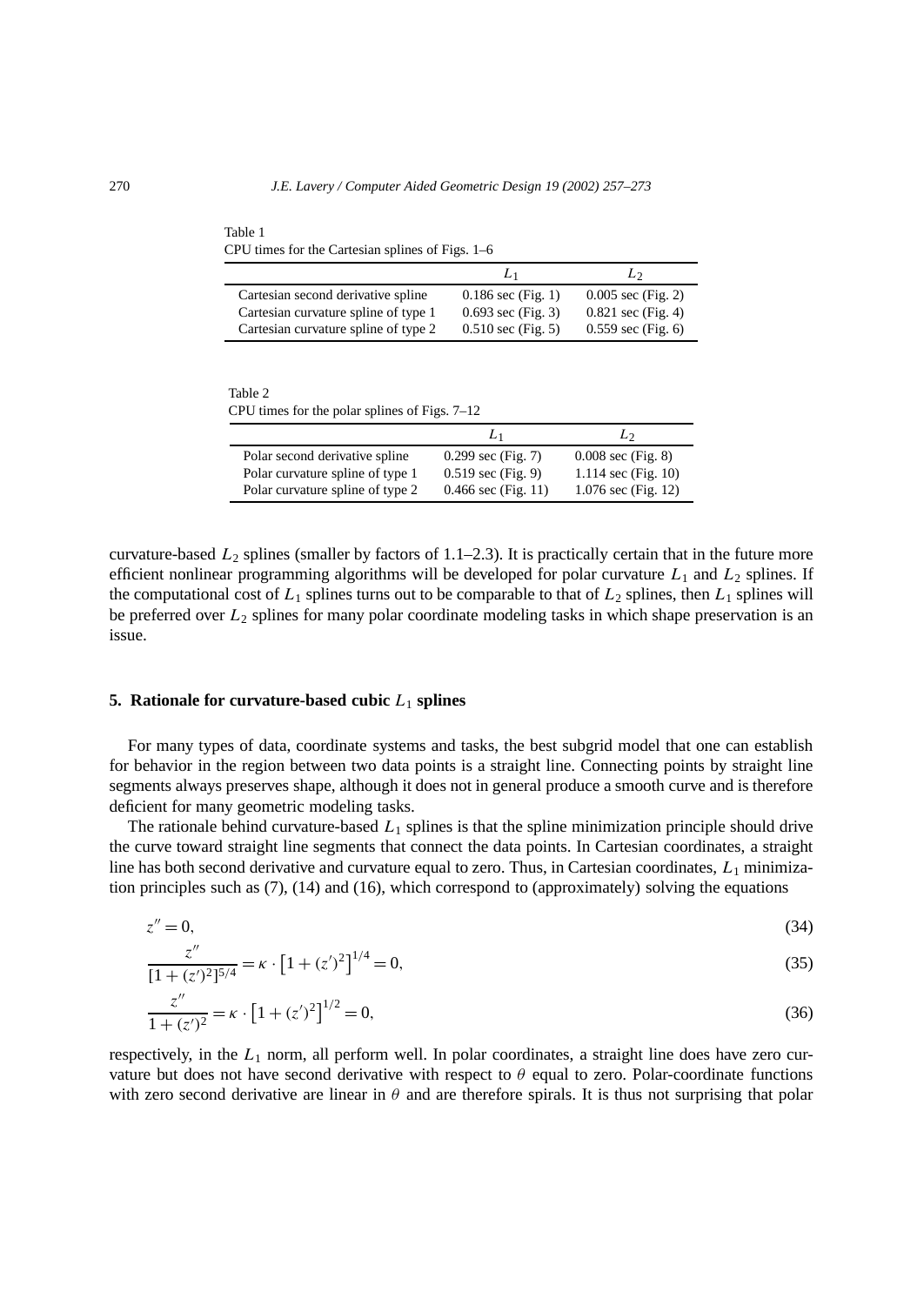Table 1
CPU times for the Cartesian splines of Figs. 1–6

| | $L_1$ | $L_2$ |
|---|---|---|
| Cartesian second derivative spline | 0.186 sec (Fig. 1) | 0.005 sec (Fig. 2) |
| Cartesian curvature spline of type 1 | 0.693 sec (Fig. 3) | 0.821 sec (Fig. 4) |
| Cartesian curvature spline of type 2 | 0.510 sec (Fig. 5) | 0.559 sec (Fig. 6) |

Table 2
CPU times for the polar splines of Figs. 7–12

| | $L_1$ | $L_2$ |
|---|---|---|
| Polar second derivative spline | 0.299 sec (Fig. 7) | 0.008 sec (Fig. 8) |
| Polar curvature spline of type 1 | 0.519 sec (Fig. 9) | 1.114 sec (Fig. 10) |
| Polar curvature spline of type 2 | 0.466 sec (Fig. 11) | 1.076 sec (Fig. 12) |

curvature-based $L_2$ splines (smaller by factors of 1.1–2.3). It is practically certain that in the future more efficient nonlinear programming algorithms will be developed for polar curvature $L_1$ and $L_2$ splines. If the computational cost of $L_1$ splines turns out to be comparable to that of $L_2$ splines, then $L_1$ splines will be preferred over $L_2$ splines for many polar coordinate modeling tasks in which shape preservation is an issue.

## 5. Rationale for curvature-based cubic $L_1$ splines

For many types of data, coordinate systems and tasks, the best subgrid model that one can establish for behavior in the region between two data points is a straight line. Connecting points by straight line segments always preserves shape, although it does not in general produce a smooth curve and is therefore deficient for many geometric modeling tasks.

The rationale behind curvature-based $L_1$ splines is that the spline minimization principle should drive the curve toward straight line segments that connect the data points. In Cartesian coordinates, a straight line has both second derivative and curvature equal to zero. Thus, in Cartesian coordinates, $L_1$ minimization principles such as (7), (14) and (16), which correspond to (approximately) solving the equations

$$z'' = 0, \tag{34}$$

$$\frac{z''}{[1+(z')^2]^{5/4}} = \kappa \cdot \left[1+(z')^2\right]^{1/4} = 0, \tag{35}$$

$$\frac{z''}{1+(z')^2} = \kappa \cdot \left[1+(z')^2\right]^{1/2} = 0, \tag{36}$$

respectively, in the $L_1$ norm, all perform well. In polar coordinates, a straight line does have zero curvature but does not have second derivative with respect to $\theta$ equal to zero. Polar-coordinate functions with zero second derivative are linear in $\theta$ and are therefore spirals. It is thus not surprising that polar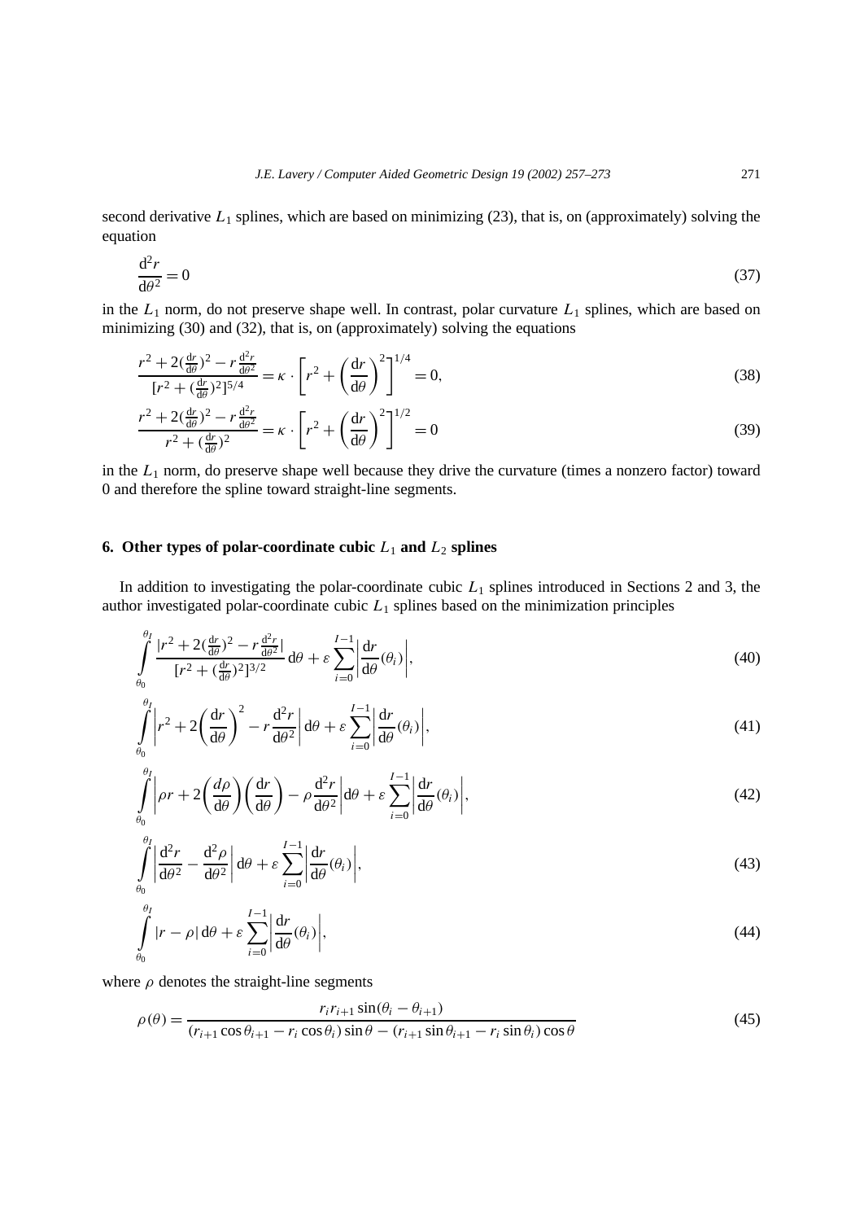second derivative $L_1$ splines, which are based on minimizing (23), that is, on (approximately) solving the equation

$$\frac{\mathrm{d}^2 r}{\mathrm{d}\theta^2} = 0 \tag{37}$$

in the $L_1$ norm, do not preserve shape well. In contrast, polar curvature $L_1$ splines, which are based on minimizing (30) and (32), that is, on (approximately) solving the equations

$$\frac{r^2 + 2(\frac{\mathrm{d}r}{\mathrm{d}\theta})^2 - r\frac{\mathrm{d}^2 r}{\mathrm{d}\theta^2}}{[r^2 + (\frac{\mathrm{d}r}{\mathrm{d}\theta})^2]^{5/4}} = \kappa \cdot \left[r^2 + \left(\frac{\mathrm{d}r}{\mathrm{d}\theta}\right)^2\right]^{1/4} = 0, \tag{38}$$

$$\frac{r^2 + 2(\frac{\mathrm{d}r}{\mathrm{d}\theta})^2 - r\frac{\mathrm{d}^2 r}{\mathrm{d}\theta^2}}{r^2 + (\frac{\mathrm{d}r}{\mathrm{d}\theta})^2} = \kappa \cdot \left[r^2 + \left(\frac{\mathrm{d}r}{\mathrm{d}\theta}\right)^2\right]^{1/2} = 0 \tag{39}$$

in the $L_1$ norm, do preserve shape well because they drive the curvature (times a nonzero factor) toward 0 and therefore the spline toward straight-line segments.

## 6. Other types of polar-coordinate cubic $L_1$ and $L_2$ splines

In addition to investigating the polar-coordinate cubic $L_1$ splines introduced in Sections 2 and 3, the author investigated polar-coordinate cubic $L_1$ splines based on the minimization principles

$$\int_{\theta_0}^{\theta_I} \frac{|r^2 + 2(\frac{\mathrm{d}r}{\mathrm{d}\theta})^2 - r\frac{\mathrm{d}^2 r}{\mathrm{d}\theta^2}|}{[r^2 + (\frac{\mathrm{d}r}{\mathrm{d}\theta})^2]^{3/2}}\,\mathrm{d}\theta + \varepsilon \sum_{i=0}^{I-1} \left|\frac{\mathrm{d}r}{\mathrm{d}\theta}(\theta_i)\right|, \tag{40}$$

$$\int_{\theta_0}^{\theta_I} \left|r^2 + 2\left(\frac{\mathrm{d}r}{\mathrm{d}\theta}\right)^2 - r\frac{\mathrm{d}^2 r}{\mathrm{d}\theta^2}\right|\mathrm{d}\theta + \varepsilon \sum_{i=0}^{I-1} \left|\frac{\mathrm{d}r}{\mathrm{d}\theta}(\theta_i)\right|, \tag{41}$$

$$\int_{\theta_0}^{\theta_I} \left|\rho r + 2\left(\frac{d\rho}{\mathrm{d}\theta}\right)\left(\frac{\mathrm{d}r}{\mathrm{d}\theta}\right) - \rho\frac{\mathrm{d}^2 r}{\mathrm{d}\theta^2}\right|\mathrm{d}\theta + \varepsilon \sum_{i=0}^{I-1} \left|\frac{\mathrm{d}r}{\mathrm{d}\theta}(\theta_i)\right|, \tag{42}$$

$$\int_{\theta_0}^{\theta_I} \left|\frac{\mathrm{d}^2 r}{\mathrm{d}\theta^2} - \frac{\mathrm{d}^2 \rho}{\mathrm{d}\theta^2}\right|\mathrm{d}\theta + \varepsilon \sum_{i=0}^{I-1} \left|\frac{\mathrm{d}r}{\mathrm{d}\theta}(\theta_i)\right|, \tag{43}$$

$$\int_{\theta_0}^{\theta_I} |r - \rho|\,\mathrm{d}\theta + \varepsilon \sum_{i=0}^{I-1} \left|\frac{\mathrm{d}r}{\mathrm{d}\theta}(\theta_i)\right|, \tag{44}$$

where $\rho$ denotes the straight-line segments

$$\rho(\theta) = \frac{r_i r_{i+1} \sin(\theta_i - \theta_{i+1})}{(r_{i+1}\cos\theta_{i+1} - r_i\cos\theta_i)\sin\theta - (r_{i+1}\sin\theta_{i+1} - r_i\sin\theta_i)\cos\theta} \tag{45}$$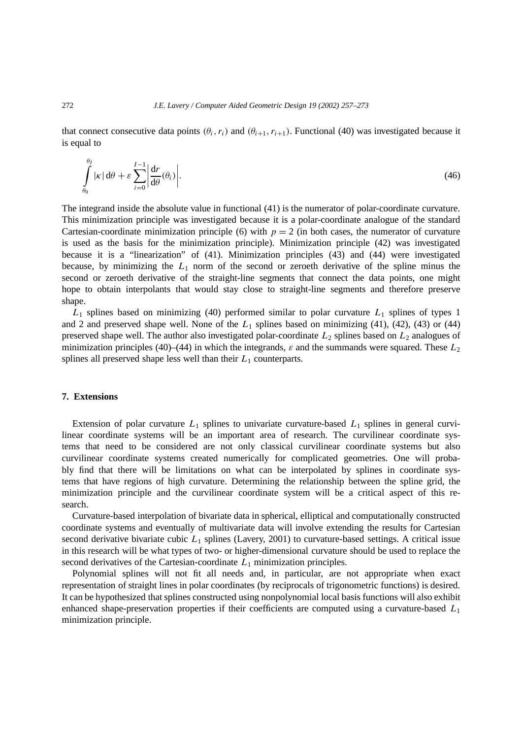that connect consecutive data points $(\theta_i, r_i)$ and $(\theta_{i+1}, r_{i+1})$. Functional (40) was investigated because it is equal to

$$\int_{\theta_0}^{\theta_I} |\kappa| \, \mathrm{d}\theta + \varepsilon \sum_{i=0}^{I-1} \left| \frac{\mathrm{d}r}{\mathrm{d}\theta}(\theta_i) \right|. \tag{46}$$

The integrand inside the absolute value in functional (41) is the numerator of polar-coordinate curvature. This minimization principle was investigated because it is a polar-coordinate analogue of the standard Cartesian-coordinate minimization principle (6) with $p = 2$ (in both cases, the numerator of curvature is used as the basis for the minimization principle). Minimization principle (42) was investigated because it is a "linearization" of (41). Minimization principles (43) and (44) were investigated because, by minimizing the $L_1$ norm of the second or zeroeth derivative of the spline minus the second or zeroeth derivative of the straight-line segments that connect the data points, one might hope to obtain interpolants that would stay close to straight-line segments and therefore preserve shape.

$L_1$ splines based on minimizing (40) performed similar to polar curvature $L_1$ splines of types 1 and 2 and preserved shape well. None of the $L_1$ splines based on minimizing (41), (42), (43) or (44) preserved shape well. The author also investigated polar-coordinate $L_2$ splines based on $L_2$ analogues of minimization principles (40)–(44) in which the integrands, $\varepsilon$ and the summands were squared. These $L_2$ splines all preserved shape less well than their $L_1$ counterparts.

## 7. Extensions

Extension of polar curvature $L_1$ splines to univariate curvature-based $L_1$ splines in general curvilinear coordinate systems will be an important area of research. The curvilinear coordinate systems that need to be considered are not only classical curvilinear coordinate systems but also curvilinear coordinate systems created numerically for complicated geometries. One will probably find that there will be limitations on what can be interpolated by splines in coordinate systems that have regions of high curvature. Determining the relationship between the spline grid, the minimization principle and the curvilinear coordinate system will be a critical aspect of this research.

Curvature-based interpolation of bivariate data in spherical, elliptical and computationally constructed coordinate systems and eventually of multivariate data will involve extending the results for Cartesian second derivative bivariate cubic $L_1$ splines (Lavery, 2001) to curvature-based settings. A critical issue in this research will be what types of two- or higher-dimensional curvature should be used to replace the second derivatives of the Cartesian-coordinate $L_1$ minimization principles.

Polynomial splines will not fit all needs and, in particular, are not appropriate when exact representation of straight lines in polar coordinates (by reciprocals of trigonometric functions) is desired. It can be hypothesized that splines constructed using nonpolynomial local basis functions will also exhibit enhanced shape-preservation properties if their coefficients are computed using a curvature-based $L_1$ minimization principle.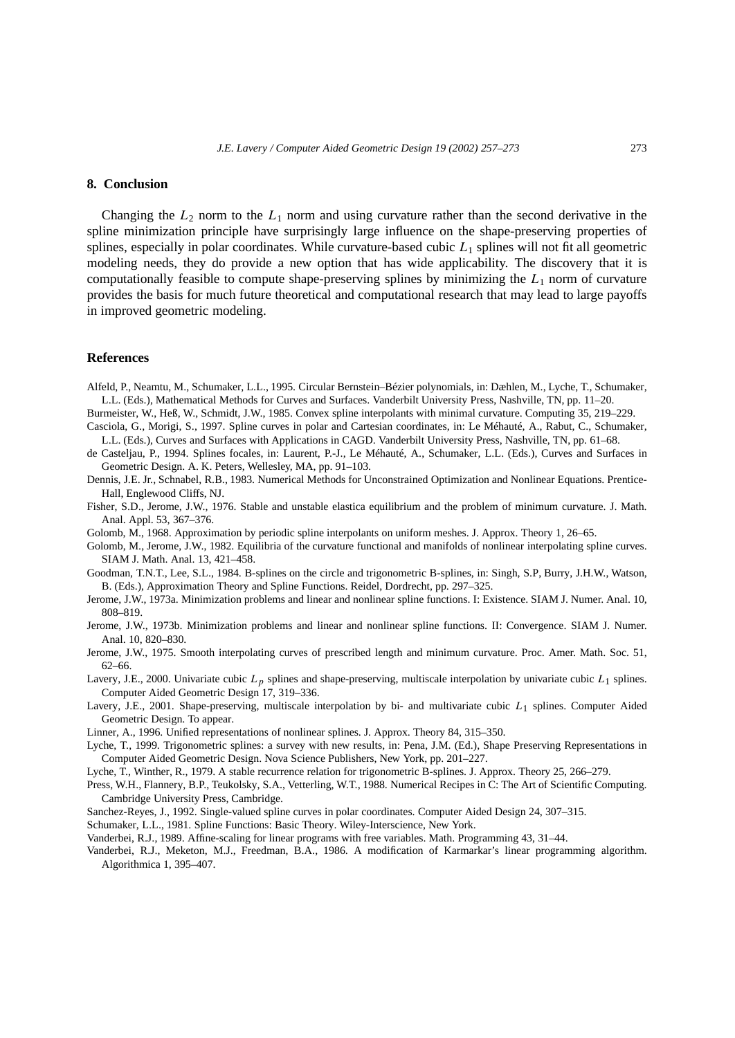## 8. Conclusion

Changing the $L_2$ norm to the $L_1$ norm and using curvature rather than the second derivative in the spline minimization principle have surprisingly large influence on the shape-preserving properties of splines, especially in polar coordinates. While curvature-based cubic $L_1$ splines will not fit all geometric modeling needs, they do provide a new option that has wide applicability. The discovery that it is computationally feasible to compute shape-preserving splines by minimizing the $L_1$ norm of curvature provides the basis for much future theoretical and computational research that may lead to large payoffs in improved geometric modeling.

## References

Alfeld, P., Neamtu, M., Schumaker, L.L., 1995. Circular Bernstein–Bézier polynomials, in: Dæhlen, M., Lyche, T., Schumaker, L.L. (Eds.), Mathematical Methods for Curves and Surfaces. Vanderbilt University Press, Nashville, TN, pp. 11–20.

Burmeister, W., Heß, W., Schmidt, J.W., 1985. Convex spline interpolants with minimal curvature. Computing 35, 219–229.

Casciola, G., Morigi, S., 1997. Spline curves in polar and Cartesian coordinates, in: Le Méhauté, A., Rabut, C., Schumaker, L.L. (Eds.), Curves and Surfaces with Applications in CAGD. Vanderbilt University Press, Nashville, TN, pp. 61–68.

de Casteljau, P., 1994. Splines focales, in: Laurent, P.-J., Le Méhauté, A., Schumaker, L.L. (Eds.), Curves and Surfaces in Geometric Design. A. K. Peters, Wellesley, MA, pp. 91–103.

Dennis, J.E. Jr., Schnabel, R.B., 1983. Numerical Methods for Unconstrained Optimization and Nonlinear Equations. Prentice-Hall, Englewood Cliffs, NJ.

Fisher, S.D., Jerome, J.W., 1976. Stable and unstable elastica equilibrium and the problem of minimum curvature. J. Math. Anal. Appl. 53, 367–376.

Golomb, M., 1968. Approximation by periodic spline interpolants on uniform meshes. J. Approx. Theory 1, 26–65.

Golomb, M., Jerome, J.W., 1982. Equilibria of the curvature functional and manifolds of nonlinear interpolating spline curves. SIAM J. Math. Anal. 13, 421–458.

Goodman, T.N.T., Lee, S.L., 1984. B-splines on the circle and trigonometric B-splines, in: Singh, S.P, Burry, J.H.W., Watson, B. (Eds.), Approximation Theory and Spline Functions. Reidel, Dordrecht, pp. 297–325.

Jerome, J.W., 1973a. Minimization problems and linear and nonlinear spline functions. I: Existence. SIAM J. Numer. Anal. 10, 808–819.

Jerome, J.W., 1973b. Minimization problems and linear and nonlinear spline functions. II: Convergence. SIAM J. Numer. Anal. 10, 820–830.

Jerome, J.W., 1975. Smooth interpolating curves of prescribed length and minimum curvature. Proc. Amer. Math. Soc. 51, 62–66.

Lavery, J.E., 2000. Univariate cubic $L_p$ splines and shape-preserving, multiscale interpolation by univariate cubic $L_1$ splines. Computer Aided Geometric Design 17, 319–336.

Lavery, J.E., 2001. Shape-preserving, multiscale interpolation by bi- and multivariate cubic $L_1$ splines. Computer Aided Geometric Design. To appear.

Linner, A., 1996. Unified representations of nonlinear splines. J. Approx. Theory 84, 315–350.

Lyche, T., 1999. Trigonometric splines: a survey with new results, in: Pena, J.M. (Ed.), Shape Preserving Representations in Computer Aided Geometric Design. Nova Science Publishers, New York, pp. 201–227.

Lyche, T., Winther, R., 1979. A stable recurrence relation for trigonometric B-splines. J. Approx. Theory 25, 266–279.

Press, W.H., Flannery, B.P., Teukolsky, S.A., Vetterling, W.T., 1988. Numerical Recipes in C: The Art of Scientific Computing. Cambridge University Press, Cambridge.

Sanchez-Reyes, J., 1992. Single-valued spline curves in polar coordinates. Computer Aided Design 24, 307–315.

Schumaker, L.L., 1981. Spline Functions: Basic Theory. Wiley-Interscience, New York.

Vanderbei, R.J., 1989. Affine-scaling for linear programs with free variables. Math. Programming 43, 31–44.

Vanderbei, R.J., Meketon, M.J., Freedman, B.A., 1986. A modification of Karmarkar's linear programming algorithm. Algorithmica 1, 395–407.